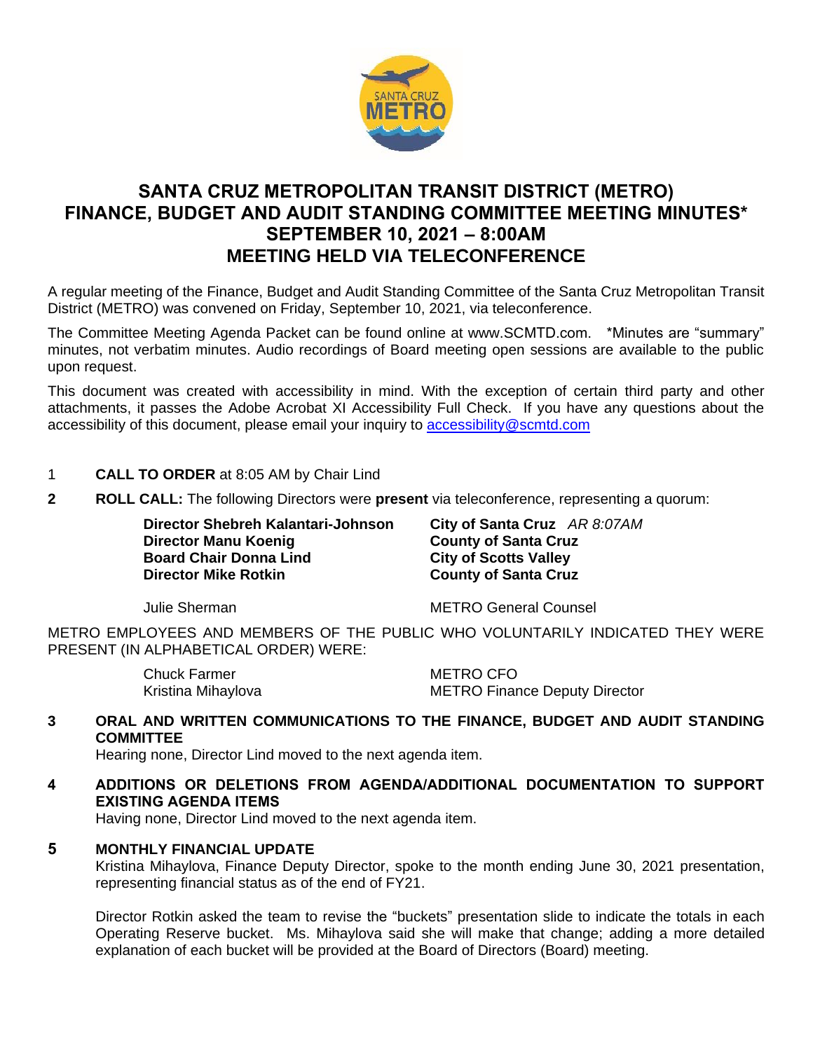# SANTA CRUZ METROPOLITAN TRANSIT DISTRICT (METRO) FINANCE, BUDGET AND AUDIT STANDING COMMITTEE MEETING MINUTES* SEPTEMBER 10, 2021 – 8:00AM MEETING HELD VIA TELECONFERENCE

A regular meeting of the Finance, Budget and Audit Standing Committee of the Santa Cruz Metropolitan Transit District (METRO) was convened on Friday, September 10, 2021, via teleconference.

The Committee Meeting Agenda Packet can be found online at www.SCMTD.com. *Minutes are "summary" minutes, not verbatim minutes. Audio recordings of Board meeting open sessions are available to the public upon request.

This document was created with accessibility in mind. With the exception of certain third party and other attachments, it passes the Adobe Acrobat XI Accessibility Full Check. If you have any questions about the accessibility of this document, please email your inquiry to accessibility@scmtd.com

1 **CALL TO ORDER** at 8:05 AM by Chair Lind

**2 ROLL CALL:** The following Directors were **present** via teleconference, representing a quorum:

| | |
|---|---|
| **Director Shebreh Kalantari-Johnson** | **City of Santa Cruz** *AR 8:07AM* |
| **Director Manu Koenig** | **County of Santa Cruz** |
| **Board Chair Donna Lind** | **City of Scotts Valley** |
| **Director Mike Rotkin** | **County of Santa Cruz** |

| | |
|---|---|
| Julie Sherman | METRO General Counsel |

METRO EMPLOYEES AND MEMBERS OF THE PUBLIC WHO VOLUNTARILY INDICATED THEY WERE PRESENT (IN ALPHABETICAL ORDER) WERE:

| | |
|---|---|
| Chuck Farmer | METRO CFO |
| Kristina Mihaylova | METRO Finance Deputy Director |

**3 ORAL AND WRITTEN COMMUNICATIONS TO THE FINANCE, BUDGET AND AUDIT STANDING COMMITTEE**

Hearing none, Director Lind moved to the next agenda item.

**4 ADDITIONS OR DELETIONS FROM AGENDA/ADDITIONAL DOCUMENTATION TO SUPPORT EXISTING AGENDA ITEMS**

Having none, Director Lind moved to the next agenda item.

**5 MONTHLY FINANCIAL UPDATE**

Kristina Mihaylova, Finance Deputy Director, spoke to the month ending June 30, 2021 presentation, representing financial status as of the end of FY21.

Director Rotkin asked the team to revise the "buckets" presentation slide to indicate the totals in each Operating Reserve bucket. Ms. Mihaylova said she will make that change; adding a more detailed explanation of each bucket will be provided at the Board of Directors (Board) meeting.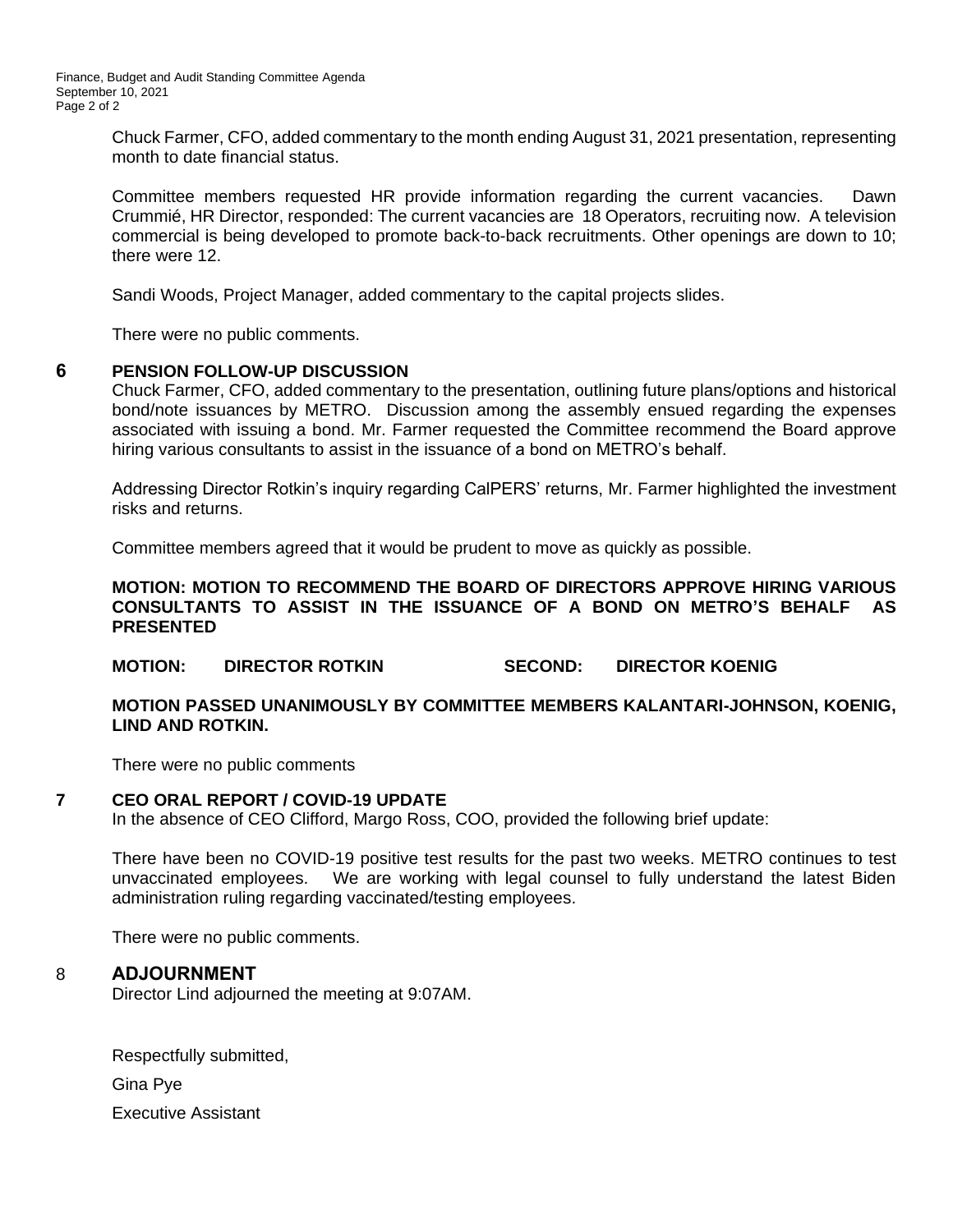Chuck Farmer, CFO, added commentary to the month ending August 31, 2021 presentation, representing month to date financial status.

Committee members requested HR provide information regarding the current vacancies. Dawn Crummié, HR Director, responded: The current vacancies are 18 Operators, recruiting now. A television commercial is being developed to promote back-to-back recruitments. Other openings are down to 10; there were 12.

Sandi Woods, Project Manager, added commentary to the capital projects slides.

There were no public comments.

## 6 PENSION FOLLOW-UP DISCUSSION

Chuck Farmer, CFO, added commentary to the presentation, outlining future plans/options and historical bond/note issuances by METRO. Discussion among the assembly ensued regarding the expenses associated with issuing a bond. Mr. Farmer requested the Committee recommend the Board approve hiring various consultants to assist in the issuance of a bond on METRO's behalf.

Addressing Director Rotkin's inquiry regarding CalPERS' returns, Mr. Farmer highlighted the investment risks and returns.

Committee members agreed that it would be prudent to move as quickly as possible.

**MOTION: MOTION TO RECOMMEND THE BOARD OF DIRECTORS APPROVE HIRING VARIOUS CONSULTANTS TO ASSIST IN THE ISSUANCE OF A BOND ON METRO'S BEHALF AS PRESENTED**

**MOTION: DIRECTOR ROTKIN SECOND: DIRECTOR KOENIG**

**MOTION PASSED UNANIMOUSLY BY COMMITTEE MEMBERS KALANTARI-JOHNSON, KOENIG, LIND AND ROTKIN.**

There were no public comments

## 7 CEO ORAL REPORT / COVID-19 UPDATE

In the absence of CEO Clifford, Margo Ross, COO, provided the following brief update:

There have been no COVID-19 positive test results for the past two weeks. METRO continues to test unvaccinated employees. We are working with legal counsel to fully understand the latest Biden administration ruling regarding vaccinated/testing employees.

There were no public comments.

## 8 ADJOURNMENT

Director Lind adjourned the meeting at 9:07AM.

Respectfully submitted,

Gina Pye

Executive Assistant